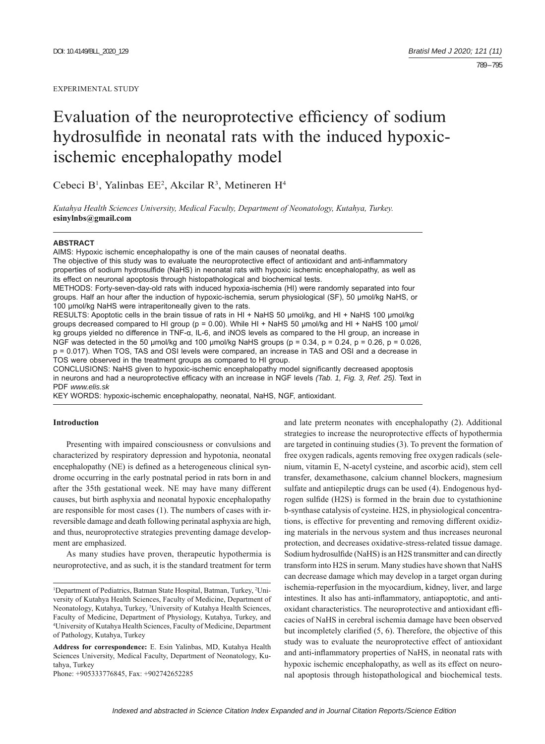EXPERIMENTAL STUDY

# Evaluation of the neuroprotective efficiency of sodium hydrosulfide in neonatal rats with the induced hypoxic-ischemic encephalopathy model

Cebeci B[1], Yalinbas EE[2], Akcilar R[3], Metineren H[4]

*Kutahya Health Sciences University, Medical Faculty, Department of Neonatology, Kutahya, Turkey.*
**esinylnbs@gmail.com**

**ABSTRACT**

AIMS: Hypoxic ischemic encephalopathy is one of the main causes of neonatal deaths.
The objective of this study was to evaluate the neuroprotective effect of antioxidant and anti-inflammatory properties of sodium hydrosulfide (NaHS) in neonatal rats with hypoxic ischemic encephalopathy, as well as its effect on neuronal apoptosis through histopathological and biochemical tests.

METHODS: Forty-seven-day-old rats with induced hypoxia-ischemia (HI) were randomly separated into four groups. Half an hour after the induction of hypoxic-ischemia, serum physiological (SF), 50 μmol/kg NaHS, or 100 μmol/kg NaHS were intraperitoneally given to the rats.

RESULTS: Apoptotic cells in the brain tissue of rats in HI + NaHS 50 μmol/kg, and HI + NaHS 100 μmol/kg groups decreased compared to HI group (p = 0.00). While HI + NaHS 50 μmol/kg and HI + NaHS 100 μmol/kg groups yielded no difference in TNF-α, IL-6, and iNOS levels as compared to the HI group, an increase in NGF was detected in the 50 μmol/kg and 100 μmol/kg NaHS groups (p = 0.34, p = 0.24, p = 0.26, p = 0.026, p = 0.017). When TOS, TAS and OSI levels were compared, an increase in TAS and OSI and a decrease in TOS were observed in the treatment groups as compared to HI group.

CONCLUSIONS: NaHS given to hypoxic-ischemic encephalopathy model significantly decreased apoptosis in neurons and had a neuroprotective efficacy with an increase in NGF levels *(Tab. 1, Fig. 3, Ref. 25).* Text in PDF *www.elis.sk*

KEY WORDS: hypoxic-ischemic encephalopathy, neonatal, NaHS, NGF, antioxidant.

## Introduction

Presenting with impaired consciousness or convulsions and characterized by respiratory depression and hypotonia, neonatal encephalopathy (NE) is defined as a heterogeneous clinical syndrome occurring in the early postnatal period in rats born in and after the 35th gestational week. NE may have many different causes, but birth asphyxia and neonatal hypoxic encephalopathy are responsible for most cases (1). The numbers of cases with irreversible damage and death following perinatal asphyxia are high, and thus, neuroprotective strategies preventing damage development are emphasized.

As many studies have proven, therapeutic hypothermia is neuroprotective, and as such, it is the standard treatment for term and late preterm neonates with encephalopathy (2). Additional strategies to increase the neuroprotective effects of hypothermia are targeted in continuing studies (3). To prevent the formation of free oxygen radicals, agents removing free oxygen radicals (selenium, vitamin E, N-acetyl cysteine, and ascorbic acid), stem cell transfer, dexamethasone, calcium channel blockers, magnesium sulfate and antiepileptic drugs can be used (4). Endogenous hydrogen sulfide ($H_2S$) is formed in the brain due to cystathionine b-synthase catalysis of cysteine. $H_2S$, in physiological concentrations, is effective for preventing and removing different oxidizing materials in the nervous system and thus increases neuronal protection, and decreases oxidative-stress-related tissue damage. Sodium hydrosulfide (NaHS) is an $H_2S$ transmitter and can directly transform into $H_2S$ in serum. Many studies have shown that NaHS can decrease damage which may develop in a target organ during ischemia-reperfusion in the myocardium, kidney, liver, and large intestines. It also has anti-inflammatory, antiapoptotic, and antioxidant characteristics. The neuroprotective and antioxidant efficacies of NaHS in cerebral ischemia damage have been observed but incompletely clarified (5, 6). Therefore, the objective of this study was to evaluate the neuroprotective effect of antioxidant and anti-inflammatory properties of NaHS, in neonatal rats with hypoxic ischemic encephalopathy, as well as its effect on neuronal apoptosis through histopathological and biochemical tests.

---

[1]Department of Pediatrics, Batman State Hospital, Batman, Turkey, [2]University of Kutahya Health Sciences, Faculty of Medicine, Department of Neonatology, Kutahya, Turkey, [3]University of Kutahya Health Sciences, Faculty of Medicine, Department of Physiology, Kutahya, Turkey, and [4]University of Kutahya Health Sciences, Faculty of Medicine, Department of Pathology, Kutahya, Turkey

**Address for correspondence:** E. Esin Yalinbas, MD, Kutahya Health Sciences University, Medical Faculty, Department of Neonatology, Kutahya, Turkey
Phone: +905333776845, Fax: +902742652285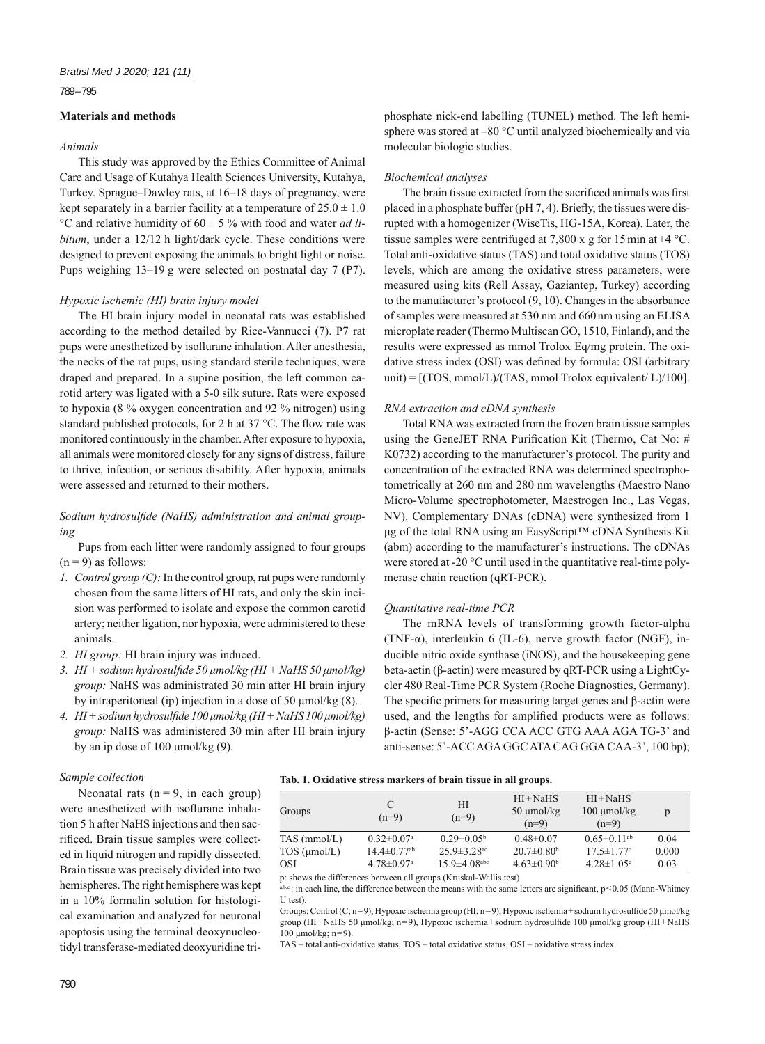## Materials and methods

### *Animals*

This study was approved by the Ethics Committee of Animal Care and Usage of Kutahya Health Sciences University, Kutahya, Turkey. Sprague–Dawley rats, at 16–18 days of pregnancy, were kept separately in a barrier facility at a temperature of $25.0 \pm 1.0$ °C and relative humidity of $60 \pm 5$ % with food and water *ad libitum*, under a 12/12 h light/dark cycle. These conditions were designed to prevent exposing the animals to bright light or noise. Pups weighing 13–19 g were selected on postnatal day 7 (P7).

### *Hypoxic ischemic (HI) brain injury model*

The HI brain injury model in neonatal rats was established according to the method detailed by Rice-Vannucci (7). P7 rat pups were anesthetized by isoflurane inhalation. After anesthesia, the necks of the rat pups, using standard sterile techniques, were draped and prepared. In a supine position, the left common carotid artery was ligated with a 5-0 silk suture. Rats were exposed to hypoxia (8 % oxygen concentration and 92 % nitrogen) using standard published protocols, for 2 h at 37 °C. The flow rate was monitored continuously in the chamber. After exposure to hypoxia, all animals were monitored closely for any signs of distress, failure to thrive, infection, or serious disability. After hypoxia, animals were assessed and returned to their mothers.

### *Sodium hydrosulfide (NaHS) administration and animal grouping*

Pups from each litter were randomly assigned to four groups (n = 9) as follows:

1. *Control group (C):* In the control group, rat pups were randomly chosen from the same litters of HI rats, and only the skin incision was performed to isolate and expose the common carotid artery; neither ligation, nor hypoxia, were administered to these animals.
2. *HI group:* HI brain injury was induced.
3. *HI + sodium hydrosulfide 50 μmol/kg (HI + NaHS 50 μmol/kg) group:* NaHS was administrated 30 min after HI brain injury by intraperitoneal (ip) injection in a dose of 50 μmol/kg (8).
4. *HI + sodium hydrosulfide 100 μmol/kg (HI + NaHS 100 μmol/kg) group:* NaHS was administered 30 min after HI brain injury by an ip dose of 100 μmol/kg (9).

### *Sample collection*

Neonatal rats (n = 9, in each group) were anesthetized with isoflurane inhalation 5 h after NaHS injections and then sacrificed. Brain tissue samples were collected in liquid nitrogen and rapidly dissected. Brain tissue was precisely divided into two hemispheres. The right hemisphere was kept in a 10% formalin solution for histological examination and analyzed for neuronal apoptosis using the terminal deoxynucleotidyl transferase-mediated deoxyuridine triphosphate nick-end labelling (TUNEL) method. The left hemisphere was stored at –80 °C until analyzed biochemically and via molecular biologic studies.

### *Biochemical analyses*

The brain tissue extracted from the sacrificed animals was first placed in a phosphate buffer (pH 7, 4). Briefly, the tissues were disrupted with a homogenizer (WiseTis, HG-15A, Korea). Later, the tissue samples were centrifuged at 7,800 x g for 15 min at +4 °C. Total anti-oxidative status (TAS) and total oxidative status (TOS) levels, which are among the oxidative stress parameters, were measured using kits (Rell Assay, Gaziantep, Turkey) according to the manufacturer's protocol (9, 10). Changes in the absorbance of samples were measured at 530 nm and 660 nm using an ELISA microplate reader (Thermo Multiscan GO, 1510, Finland), and the results were expressed as mmol Trolox Eq/mg protein. The oxidative stress index (OSI) was defined by formula: OSI (arbitrary unit) = [(TOS, mmol/L)/(TAS, mmol Trolox equivalent/ L)/100].

### *RNA extraction and cDNA synthesis*

Total RNA was extracted from the frozen brain tissue samples using the GeneJET RNA Purification Kit (Thermo, Cat No: # K0732) according to the manufacturer's protocol. The purity and concentration of the extracted RNA was determined spectrophotometrically at 260 nm and 280 nm wavelengths (Maestro Nano Micro-Volume spectrophotometer, Maestrogen Inc., Las Vegas, NV). Complementary DNAs (cDNA) were synthesized from 1 μg of the total RNA using an EasyScript™ cDNA Synthesis Kit (abm) according to the manufacturer's instructions. The cDNAs were stored at -20 °C until used in the quantitative real-time polymerase chain reaction (qRT-PCR).

### *Quantitative real-time PCR*

The mRNA levels of transforming growth factor-alpha (TNF-α), interleukin 6 (IL-6), nerve growth factor (NGF), inducible nitric oxide synthase (iNOS), and the housekeeping gene beta-actin (β-actin) were measured by qRT-PCR using a LightCycler 480 Real-Time PCR System (Roche Diagnostics, Germany). The specific primers for measuring target genes and β-actin were used, and the lengths for amplified products were as follows: β-actin (Sense: 5'-AGG CCA ACC GTG AAA AGA TG-3' and anti-sense: 5'-ACC AGA GGC ATA CAG GGA CAA-3', 100 bp);

**Tab. 1. Oxidative stress markers of brain tissue in all groups.**

| Groups | C (n=9) | HI (n=9) | HI+NaHS 50 μmol/kg (n=9) | HI+NaHS 100 μmol/kg (n=9) | p |
|---|---|---|---|---|---|
| TAS (mmol/L) | 0.32±0.07[a] | 0.29±0.05[b] | 0.48±0.07 | 0.65±0.11[ab] | 0.04 |
| TOS (μmol/L) | 14.4±0.77[ab] | 25.9±3.28[ac] | 20.7±0.80[b] | 17.5±1.77[c] | 0.000 |
| OSI | 4.78±0.97[a] | 15.9±4.08[abc] | 4.63±0.90[b] | 4.28±1.05[c] | 0.03 |

p: shows the differences between all groups (Kruskal-Wallis test).
[a,b,c]: in each line, the difference between the means with the same letters are significant, p≤0.05 (Mann-Whitney U test).
Groups: Control (C; n=9), Hypoxic ischemia group (HI; n=9), Hypoxic ischemia+sodium hydrosulfide 50 μmol/kg group (HI+NaHS 50 μmol/kg; n=9), Hypoxic ischemia+sodium hydrosulfide 100 μmol/kg group (HI+NaHS 100 μmol/kg; n=9).
TAS – total anti-oxidative status, TOS – total oxidative status, OSI – oxidative stress index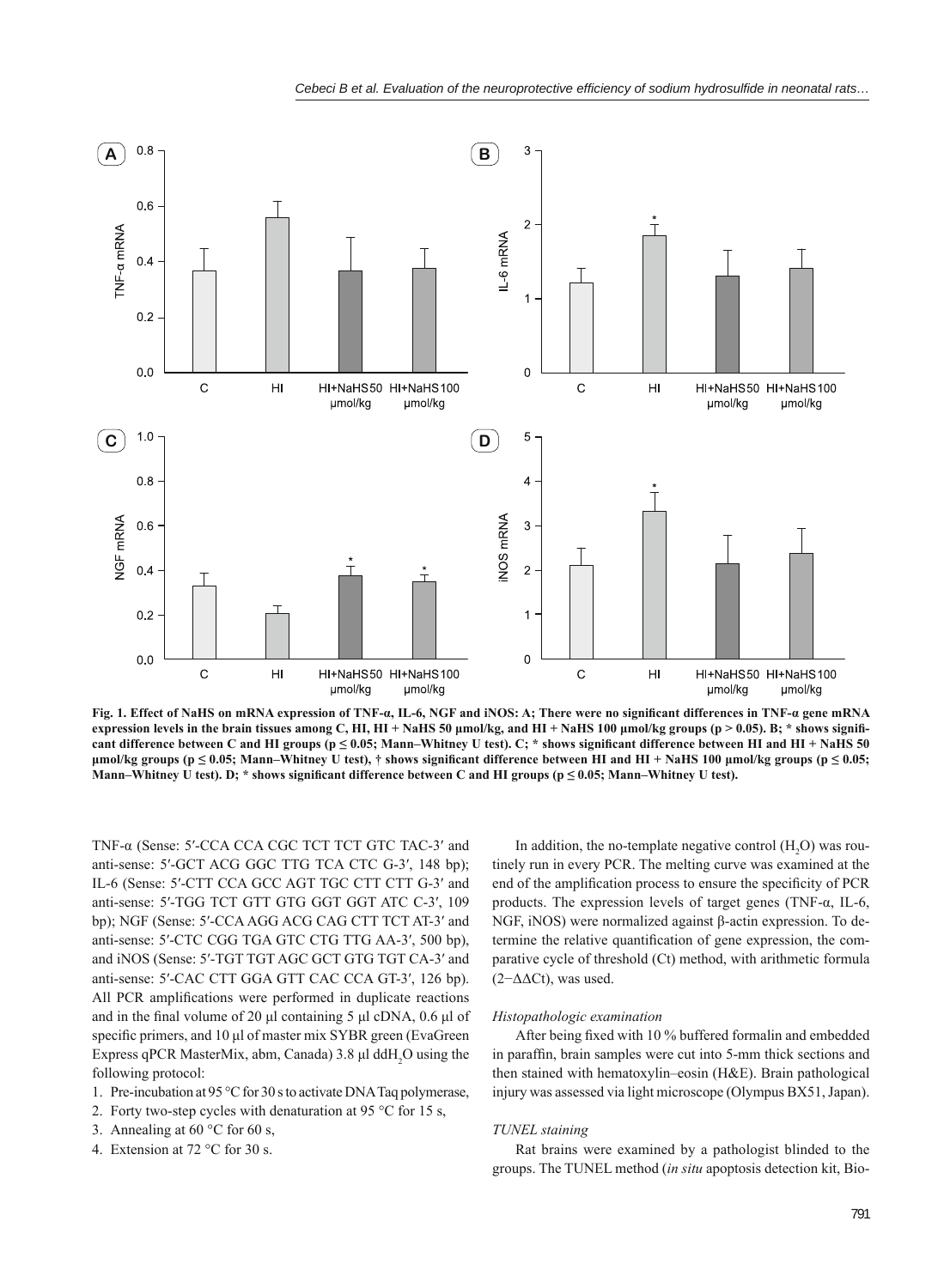Fig. 1. Effect of NaHS on mRNA expression of TNF-α, IL-6, NGF and iNOS: A; There were no significant differences in TNF-α gene mRNA expression levels in the brain tissues among C, HI, HI + NaHS 50 µmol/kg, and HI + NaHS 100 µmol/kg groups ($p > 0.05$). B; * shows significant difference between C and HI groups ($p \leq 0.05$; Mann–Whitney U test). C; * shows significant difference between HI and HI + NaHS 50 µmol/kg groups ($p \leq 0.05$; Mann–Whitney U test), † shows significant difference between HI and HI + NaHS 100 µmol/kg groups ($p \leq 0.05$; Mann–Whitney U test). D; * shows significant difference between C and HI groups ($p \leq 0.05$; Mann–Whitney U test).

TNF-α (Sense: 5′-CCA CCA CGC TCT TCT GTC TAC-3′ and anti-sense: 5′-GCT ACG GGC TTG TCA CTC G-3′, 148 bp); IL-6 (Sense: 5′-CTT CCA GCC AGT TGC CTT CTT G-3′ and anti-sense: 5′-TGG TCT GTT GTG GGT GGT ATC C-3′, 109 bp); NGF (Sense: 5′-CCA AGG ACG CAG CTT TCT AT-3′ and anti-sense: 5′-CTC CGG TGA GTC CTG TTG AA-3′, 500 bp), and iNOS (Sense: 5′-TGT TGT AGC GCT GTG TGT CA-3′ and anti-sense: 5′-CAC CTT GGA GTT CAC CCA GT-3′, 126 bp). All PCR amplifications were performed in duplicate reactions and in the final volume of 20 µl containing 5 µl cDNA, 0.6 µl of specific primers, and 10 µl of master mix SYBR green (EvaGreen Express qPCR MasterMix, abm, Canada) 3.8 µl $ddH_2O$ using the following protocol:

1. Pre-incubation at 95 °C for 30 s to activate DNA Taq polymerase,
2. Forty two-step cycles with denaturation at 95 °C for 15 s,
3. Annealing at 60 °C for 60 s,
4. Extension at 72 °C for 30 s.

In addition, the no-template negative control ($H_2O$) was routinely run in every PCR. The melting curve was examined at the end of the amplification process to ensure the specificity of PCR products. The expression levels of target genes (TNF-α, IL-6, NGF, iNOS) were normalized against β-actin expression. To determine the relative quantification of gene expression, the comparative cycle of threshold (Ct) method, with arithmetic formula ($2^{-\Delta\Delta Ct}$), was used.

### *Histopathologic examination*

After being fixed with 10 % buffered formalin and embedded in paraffin, brain samples were cut into 5-mm thick sections and then stained with hematoxylin–eosin (H&E). Brain pathological injury was assessed via light microscope (Olympus BX51, Japan).

### *TUNEL staining*

Rat brains were examined by a pathologist blinded to the groups. The TUNEL method (*in situ* apoptosis detection kit, Bio-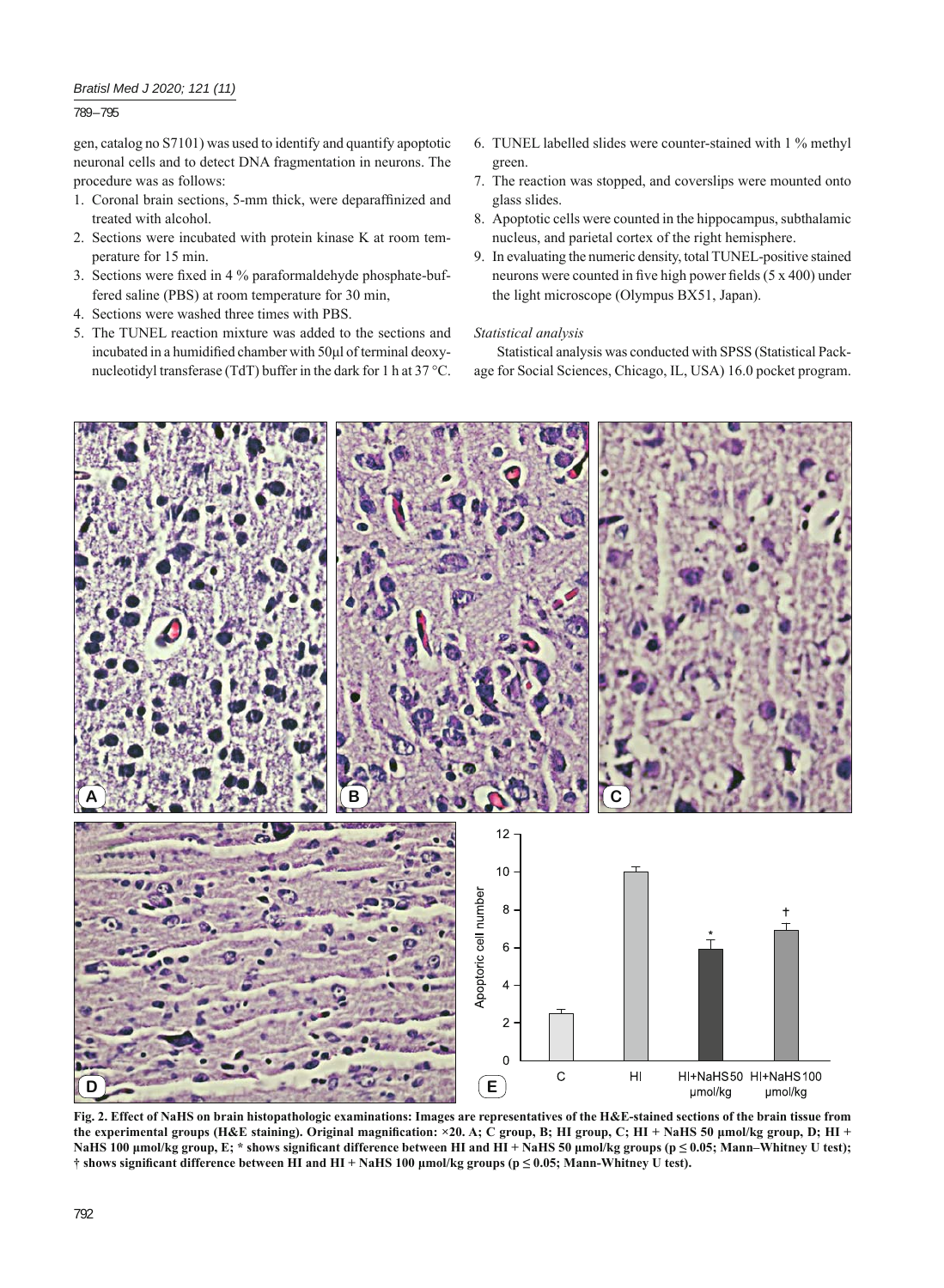gen, catalog no S7101) was used to identify and quantify apoptotic neuronal cells and to detect DNA fragmentation in neurons. The procedure was as follows:

1. Coronal brain sections, 5-mm thick, were deparaffinized and treated with alcohol.
2. Sections were incubated with protein kinase K at room temperature for 15 min.
3. Sections were fixed in 4 % paraformaldehyde phosphate-buffered saline (PBS) at room temperature for 30 min,
4. Sections were washed three times with PBS.
5. The TUNEL reaction mixture was added to the sections and incubated in a humidified chamber with 50µl of terminal deoxynucleotidyl transferase (TdT) buffer in the dark for 1 h at 37 °C.
6. TUNEL labelled slides were counter-stained with 1 % methyl green.
7. The reaction was stopped, and coverslips were mounted onto glass slides.
8. Apoptotic cells were counted in the hippocampus, subthalamic nucleus, and parietal cortex of the right hemisphere.
9. In evaluating the numeric density, total TUNEL-positive stained neurons were counted in five high power fields (5 x 400) under the light microscope (Olympus BX51, Japan).

*Statistical analysis*

Statistical analysis was conducted with SPSS (Statistical Package for Social Sciences, Chicago, IL, USA) 16.0 pocket program.

**Fig. 2. Effect of NaHS on brain histopathologic examinations: Images are representatives of the H&E-stained sections of the brain tissue from the experimental groups (H&E staining). Original magnification: ×20. A; C group, B; HI group, C; HI + NaHS 50 µmol/kg group, D; HI + NaHS 100 µmol/kg group, E; * shows significant difference between HI and HI + NaHS 50 µmol/kg groups ($p \leq 0.05$; Mann–Whitney U test); † shows significant difference between HI and HI + NaHS 100 µmol/kg groups ($p \leq 0.05$; Mann-Whitney U test).**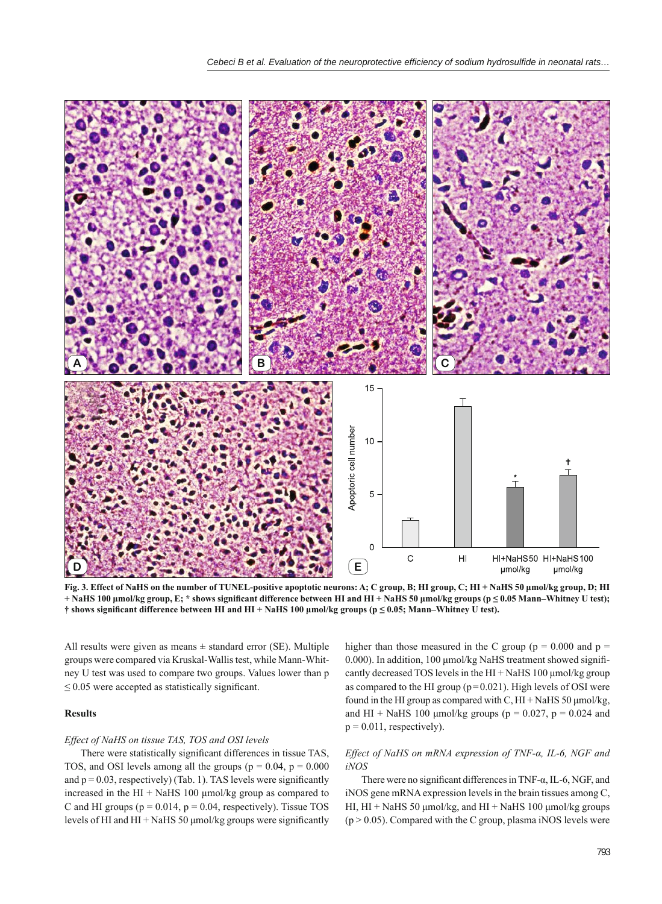**Fig. 3. Effect of NaHS on the number of TUNEL-positive apoptotic neurons: A; C group, B; HI group, C; HI + NaHS 50 µmol/kg group, D; HI + NaHS 100 µmol/kg group, E; * shows significant difference between HI and HI + NaHS 50 µmol/kg groups ($p \leq 0.05$ Mann–Whitney U test); † shows significant difference between HI and HI + NaHS 100 µmol/kg groups ($p \leq 0.05$; Mann–Whitney U test).**

All results were given as means ± standard error (SE). Multiple groups were compared via Kruskal-Wallis test, while Mann-Whitney U test was used to compare two groups. Values lower than $p \leq 0.05$ were accepted as statistically significant.

## Results

*Effect of NaHS on tissue TAS, TOS and OSI levels*

There were statistically significant differences in tissue TAS, TOS, and OSI levels among all the groups ($p = 0.04$, $p = 0.000$ and $p = 0.03$, respectively) (Tab. 1). TAS levels were significantly increased in the HI + NaHS 100 µmol/kg group as compared to C and HI groups ($p = 0.014$, $p = 0.04$, respectively). Tissue TOS levels of HI and HI + NaHS 50 µmol/kg groups were significantly higher than those measured in the C group ($p = 0.000$ and $p = 0.000$). In addition, 100 µmol/kg NaHS treatment showed significantly decreased TOS levels in the HI + NaHS 100 µmol/kg group as compared to the HI group ($p = 0.021$). High levels of OSI were found in the HI group as compared with C, HI + NaHS 50 µmol/kg, and HI + NaHS 100 µmol/kg groups ($p = 0.027$, $p = 0.024$ and $p = 0.011$, respectively).

*Effect of NaHS on mRNA expression of TNF-α, IL-6, NGF and iNOS*

There were no significant differences in TNF-α, IL-6, NGF, and iNOS gene mRNA expression levels in the brain tissues among C, HI, HI + NaHS 50 µmol/kg, and HI + NaHS 100 µmol/kg groups ($p > 0.05$). Compared with the C group, plasma iNOS levels were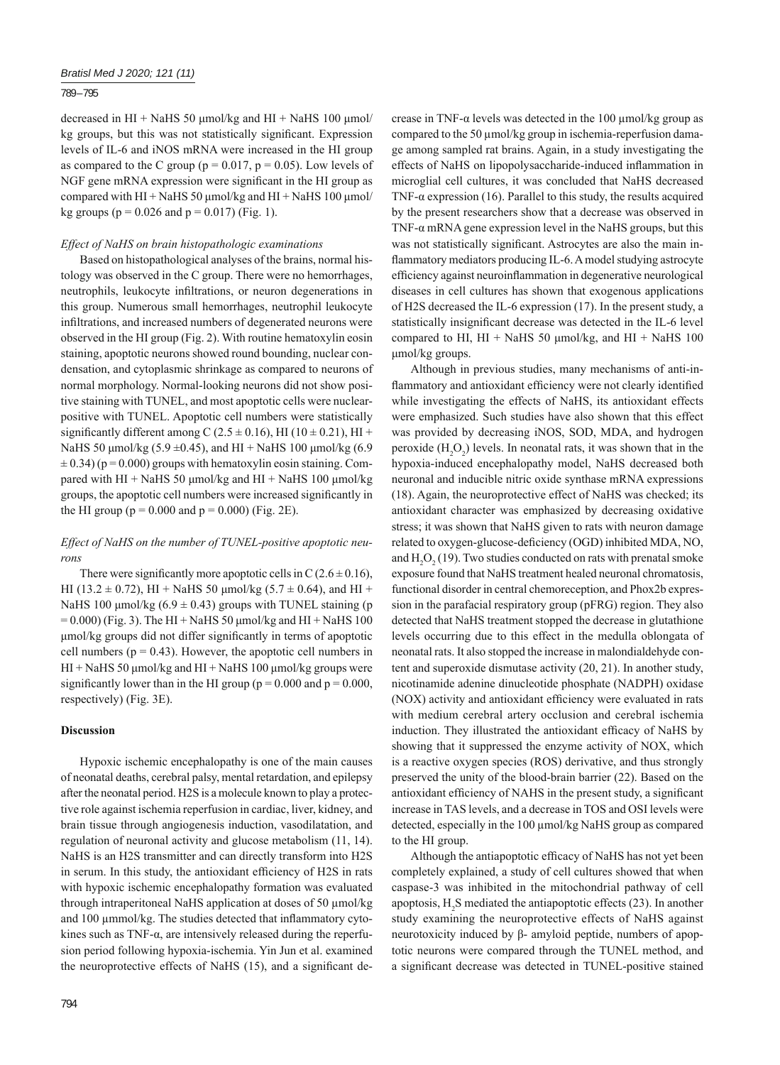decreased in HI + NaHS 50 μmol/kg and HI + NaHS 100 μmol/kg groups, but this was not statistically significant. Expression levels of IL-6 and iNOS mRNA were increased in the HI group as compared to the C group ($p = 0.017$, $p = 0.05$). Low levels of NGF gene mRNA expression were significant in the HI group as compared with HI + NaHS 50 μmol/kg and HI + NaHS 100 μmol/kg groups ($p = 0.026$ and $p = 0.017$) (Fig. 1).

*Effect of NaHS on brain histopathologic examinations*

Based on histopathological analyses of the brains, normal histology was observed in the C group. There were no hemorrhages, neutrophils, leukocyte infiltrations, or neuron degenerations in this group. Numerous small hemorrhages, neutrophil leukocyte infiltrations, and increased numbers of degenerated neurons were observed in the HI group (Fig. 2). With routine hematoxylin eosin staining, apoptotic neurons showed round bounding, nuclear condensation, and cytoplasmic shrinkage as compared to neurons of normal morphology. Normal-looking neurons did not show positive staining with TUNEL, and most apoptotic cells were nuclear-positive with TUNEL. Apoptotic cell numbers were statistically significantly different among C ($2.5 \pm 0.16$), HI ($10 \pm 0.21$), HI + NaHS 50 μmol/kg ($5.9 \pm 0.45$), and HI + NaHS 100 μmol/kg ($6.9 \pm 0.34$) ($p = 0.000$) groups with hematoxylin eosin staining. Compared with HI + NaHS 50 μmol/kg and HI + NaHS 100 μmol/kg groups, the apoptotic cell numbers were increased significantly in the HI group ($p = 0.000$ and $p = 0.000$) (Fig. 2E).

*Effect of NaHS on the number of TUNEL-positive apoptotic neurons*

There were significantly more apoptotic cells in C ($2.6 \pm 0.16$), HI ($13.2 \pm 0.72$), HI + NaHS 50 μmol/kg ($5.7 \pm 0.64$), and HI + NaHS 100 μmol/kg ($6.9 \pm 0.43$) groups with TUNEL staining ($p = 0.000$) (Fig. 3). The HI + NaHS 50 μmol/kg and HI + NaHS 100 μmol/kg groups did not differ significantly in terms of apoptotic cell numbers ($p = 0.43$). However, the apoptotic cell numbers in HI + NaHS 50 μmol/kg and HI + NaHS 100 μmol/kg groups were significantly lower than in the HI group ($p = 0.000$ and $p = 0.000$, respectively) (Fig. 3E).

## Discussion

Hypoxic ischemic encephalopathy is one of the main causes of neonatal deaths, cerebral palsy, mental retardation, and epilepsy after the neonatal period. H2S is a molecule known to play a protective role against ischemia reperfusion in cardiac, liver, kidney, and brain tissue through angiogenesis induction, vasodilatation, and regulation of neuronal activity and glucose metabolism (11, 14). NaHS is an H2S transmitter and can directly transform into H2S in serum. In this study, the antioxidant efficiency of H2S in rats with hypoxic ischemic encephalopathy formation was evaluated through intraperitoneal NaHS application at doses of 50 μmol/kg and 100 μmmol/kg. The studies detected that inflammatory cytokines such as TNF-α, are intensively released during the reperfusion period following hypoxia-ischemia. Yin Jun et al. examined the neuroprotective effects of NaHS (15), and a significant decrease in TNF-α levels was detected in the 100 μmol/kg group as compared to the 50 μmol/kg group in ischemia-reperfusion damage among sampled rat brains. Again, in a study investigating the effects of NaHS on lipopolysaccharide-induced inflammation in microglial cell cultures, it was concluded that NaHS decreased TNF-α expression (16). Parallel to this study, the results acquired by the present researchers show that a decrease was observed in TNF-α mRNA gene expression level in the NaHS groups, but this was not statistically significant. Astrocytes are also the main inflammatory mediators producing IL-6. A model studying astrocyte efficiency against neuroinflammation in degenerative neurological diseases in cell cultures has shown that exogenous applications of H2S decreased the IL-6 expression (17). In the present study, a statistically insignificant decrease was detected in the IL-6 level compared to HI, HI + NaHS 50 μmol/kg, and HI + NaHS 100 μmol/kg groups.

Although in previous studies, many mechanisms of anti-inflammatory and antioxidant efficiency were not clearly identified while investigating the effects of NaHS, its antioxidant effects were emphasized. Such studies have also shown that this effect was provided by decreasing iNOS, SOD, MDA, and hydrogen peroxide ($H_2O_2$) levels. In neonatal rats, it was shown that in the hypoxia-induced encephalopathy model, NaHS decreased both neuronal and inducible nitric oxide synthase mRNA expressions (18). Again, the neuroprotective effect of NaHS was checked; its antioxidant character was emphasized by decreasing oxidative stress; it was shown that NaHS given to rats with neuron damage related to oxygen-glucose-deficiency (OGD) inhibited MDA, NO, and $H_2O_2$ (19). Two studies conducted on rats with prenatal smoke exposure found that NaHS treatment healed neuronal chromatosis, functional disorder in central chemoreception, and Phox2b expression in the parafacial respiratory group (pFRG) region. They also detected that NaHS treatment stopped the decrease in glutathione levels occurring due to this effect in the medulla oblongata of neonatal rats. It also stopped the increase in malondialdehyde content and superoxide dismutase activity (20, 21). In another study, nicotinamide adenine dinucleotide phosphate (NADPH) oxidase (NOX) activity and antioxidant efficiency were evaluated in rats with medium cerebral artery occlusion and cerebral ischemia induction. They illustrated the antioxidant efficacy of NaHS by showing that it suppressed the enzyme activity of NOX, which is a reactive oxygen species (ROS) derivative, and thus strongly preserved the unity of the blood-brain barrier (22). Based on the antioxidant efficiency of NAHS in the present study, a significant increase in TAS levels, and a decrease in TOS and OSI levels were detected, especially in the 100 μmol/kg NaHS group as compared to the HI group.

Although the antiapoptotic efficacy of NaHS has not yet been completely explained, a study of cell cultures showed that when caspase-3 was inhibited in the mitochondrial pathway of cell apoptosis, $H_2S$ mediated the antiapoptotic effects (23). In another study examining the neuroprotective effects of NaHS against neurotoxicity induced by β- amyloid peptide, numbers of apoptotic neurons were compared through the TUNEL method, and a significant decrease was detected in TUNEL-positive stained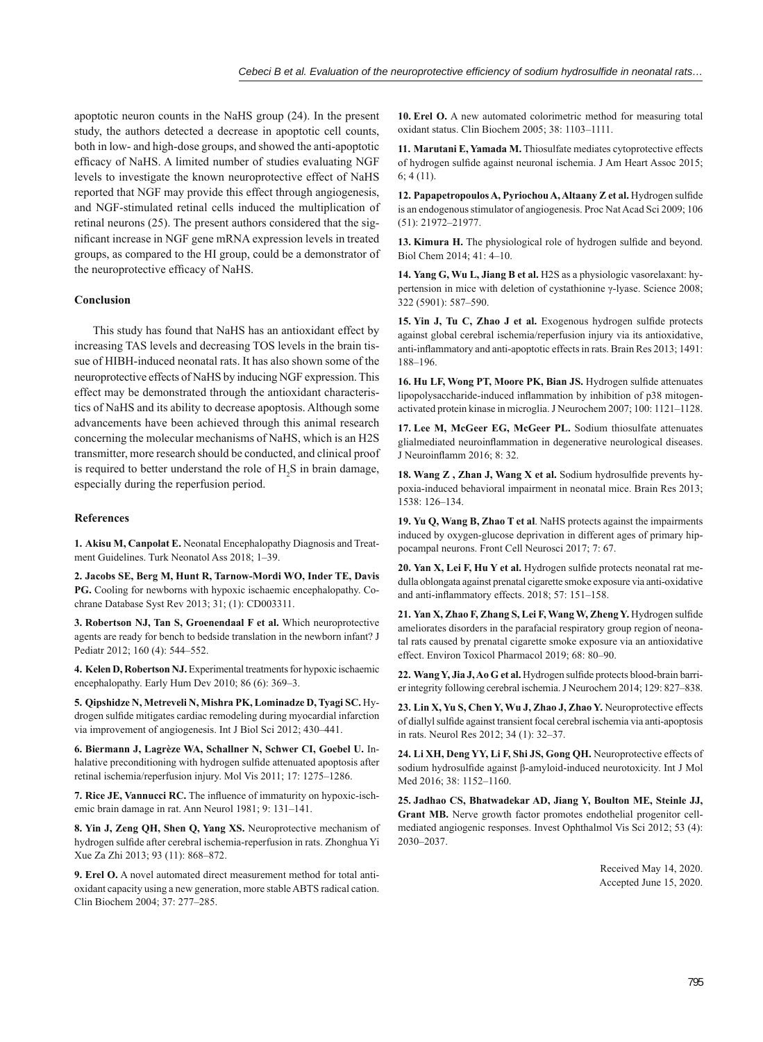apoptotic neuron counts in the NaHS group (24). In the present study, the authors detected a decrease in apoptotic cell counts, both in low- and high-dose groups, and showed the anti-apoptotic efficacy of NaHS. A limited number of studies evaluating NGF levels to investigate the known neuroprotective effect of NaHS reported that NGF may provide this effect through angiogenesis, and NGF-stimulated retinal cells induced the multiplication of retinal neurons (25). The present authors considered that the significant increase in NGF gene mRNA expression levels in treated groups, as compared to the HI group, could be a demonstrator of the neuroprotective efficacy of NaHS.

## Conclusion

This study has found that NaHS has an antioxidant effect by increasing TAS levels and decreasing TOS levels in the brain tissue of HIBH-induced neonatal rats. It has also shown some of the neuroprotective effects of NaHS by inducing NGF expression. This effect may be demonstrated through the antioxidant characteristics of NaHS and its ability to decrease apoptosis. Although some advancements have been achieved through this animal research concerning the molecular mechanisms of NaHS, which is an H2S transmitter, more research should be conducted, and clinical proof is required to better understand the role of $H_2S$ in brain damage, especially during the reperfusion period.

## References

**1. Akisu M, Canpolat E.** Neonatal Encephalopathy Diagnosis and Treatment Guidelines. Turk Neonatol Ass 2018; 1–39.

**2. Jacobs SE, Berg M, Hunt R, Tarnow-Mordi WO, Inder TE, Davis PG.** Cooling for newborns with hypoxic ischaemic encephalopathy. Cochrane Database Syst Rev 2013; 31; (1): CD003311.

**3. Robertson NJ, Tan S, Groenendaal F et al.** Which neuroprotective agents are ready for bench to bedside translation in the newborn infant? J Pediatr 2012; 160 (4): 544–552.

**4. Kelen D, Robertson NJ.** Experimental treatments for hypoxic ischaemic encephalopathy. Early Hum Dev 2010; 86 (6): 369–3.

**5. Qipshidze N, Metreveli N, Mishra PK, Lominadze D, Tyagi SC.** Hydrogen sulfide mitigates cardiac remodeling during myocardial infarction via improvement of angiogenesis. Int J Biol Sci 2012; 430–441.

**6. Biermann J, Lagrèze WA, Schallner N, Schwer CI, Goebel U.** Inhalative preconditioning with hydrogen sulfide attenuated apoptosis after retinal ischemia/reperfusion injury. Mol Vis 2011; 17: 1275–1286.

**7. Rice JE, Vannucci RC.** The influence of immaturity on hypoxic-ischemic brain damage in rat. Ann Neurol 1981; 9: 131–141.

**8. Yin J, Zeng QH, Shen Q, Yang XS.** Neuroprotective mechanism of hydrogen sulfide after cerebral ischemia-reperfusion in rats. Zhonghua Yi Xue Za Zhi 2013; 93 (11): 868–872.

**9. Erel O.** A novel automated direct measurement method for total antioxidant capacity using a new generation, more stable ABTS radical cation. Clin Biochem 2004; 37: 277–285.

**10. Erel O.** A new automated colorimetric method for measuring total oxidant status. Clin Biochem 2005; 38: 1103–1111.

**11. Marutani E, Yamada M.** Thiosulfate mediates cytoprotective effects of hydrogen sulfide against neuronal ischemia. J Am Heart Assoc 2015; 6; 4 (11).

**12. Papapetropoulos A, Pyriochou A, Altaany Z et al.** Hydrogen sulfide is an endogenous stimulator of angiogenesis. Proc Nat Acad Sci 2009; 106 (51): 21972–21977.

**13. Kimura H.** The physiological role of hydrogen sulfide and beyond. Biol Chem 2014; 41: 4–10.

**14. Yang G, Wu L, Jiang B et al.** H2S as a physiologic vasorelaxant: hypertension in mice with deletion of cystathionine γ-lyase. Science 2008; 322 (5901): 587–590.

**15. Yin J, Tu C, Zhao J et al.** Exogenous hydrogen sulfide protects against global cerebral ischemia/reperfusion injury via its antioxidative, anti-inflammatory and anti-apoptotic effects in rats. Brain Res 2013; 1491: 188–196.

**16. Hu LF, Wong PT, Moore PK, Bian JS.** Hydrogen sulfide attenuates lipopolysaccharide-induced inflammation by inhibition of p38 mitogen-activated protein kinase in microglia. J Neurochem 2007; 100: 1121–1128.

**17. Lee M, McGeer EG, McGeer PL.** Sodium thiosulfate attenuates glialmediated neuroinflammation in degenerative neurological diseases. J Neuroinflamm 2016; 8: 32.

**18. Wang Z , Zhan J, Wang X et al.** Sodium hydrosulfide prevents hypoxia-induced behavioral impairment in neonatal mice. Brain Res 2013; 1538: 126–134.

**19. Yu Q, Wang B, Zhao T et al**. NaHS protects against the impairments induced by oxygen-glucose deprivation in different ages of primary hippocampal neurons. Front Cell Neurosci 2017; 7: 67.

**20. Yan X, Lei F, Hu Y et al.** Hydrogen sulfide protects neonatal rat medulla oblongata against prenatal cigarette smoke exposure via anti-oxidative and anti-inflammatory effects. 2018; 57: 151–158.

**21. Yan X, Zhao F, Zhang S, Lei F, Wang W, Zheng Y.** Hydrogen sulfide ameliorates disorders in the parafacial respiratory group region of neonatal rats caused by prenatal cigarette smoke exposure via an antioxidative effect. Environ Toxicol Pharmacol 2019; 68: 80–90.

**22. Wang Y, Jia J, Ao G et al.** Hydrogen sulfide protects blood-brain barrier integrity following cerebral ischemia. J Neurochem 2014; 129: 827–838.

**23. Lin X, Yu S, Chen Y, Wu J, Zhao J, Zhao Y.** Neuroprotective effects of diallyl sulfide against transient focal cerebral ischemia via anti-apoptosis in rats. Neurol Res 2012; 34 (1): 32–37.

**24. Li XH, Deng YY, Li F, Shi JS, Gong QH.** Neuroprotective effects of sodium hydrosulfide against β-amyloid-induced neurotoxicity. Int J Mol Med 2016; 38: 1152–1160.

**25. Jadhao CS, Bhatwadekar AD, Jiang Y, Boulton ME, Steinle JJ, Grant MB.** Nerve growth factor promotes endothelial progenitor cell-mediated angiogenic responses. Invest Ophthalmol Vis Sci 2012; 53 (4): 2030–2037.

Received May 14, 2020.
Accepted June 15, 2020.